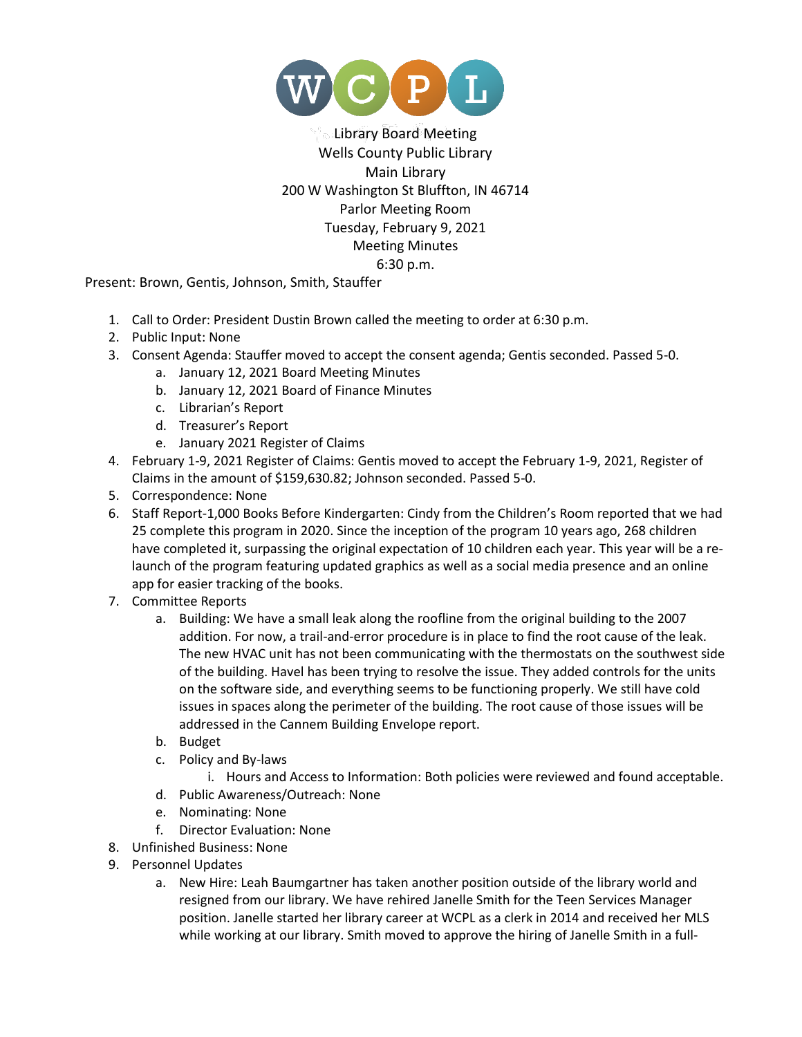WCPL

Library Board Meeting
Wells County Public Library
Main Library
200 W Washington St Bluffton, IN 46714
Parlor Meeting Room
Tuesday, February 9, 2021
Meeting Minutes
6:30 p.m.

Present: Brown, Gentis, Johnson, Smith, Stauffer

1. Call to Order: President Dustin Brown called the meeting to order at 6:30 p.m.
2. Public Input: None
3. Consent Agenda: Stauffer moved to accept the consent agenda; Gentis seconded. Passed 5-0.
    a. January 12, 2021 Board Meeting Minutes
    b. January 12, 2021 Board of Finance Minutes
    c. Librarian's Report
    d. Treasurer's Report
    e. January 2021 Register of Claims
4. February 1-9, 2021 Register of Claims: Gentis moved to accept the February 1-9, 2021, Register of Claims in the amount of $159,630.82; Johnson seconded. Passed 5-0.
5. Correspondence: None
6. Staff Report-1,000 Books Before Kindergarten: Cindy from the Children's Room reported that we had 25 complete this program in 2020. Since the inception of the program 10 years ago, 268 children have completed it, surpassing the original expectation of 10 children each year. This year will be a re-launch of the program featuring updated graphics as well as a social media presence and an online app for easier tracking of the books.
7. Committee Reports
    a. Building: We have a small leak along the roofline from the original building to the 2007 addition. For now, a trail-and-error procedure is in place to find the root cause of the leak. The new HVAC unit has not been communicating with the thermostats on the southwest side of the building. Havel has been trying to resolve the issue. They added controls for the units on the software side, and everything seems to be functioning properly. We still have cold issues in spaces along the perimeter of the building. The root cause of those issues will be addressed in the Cannem Building Envelope report.
    b. Budget
    c. Policy and By-laws
        i. Hours and Access to Information: Both policies were reviewed and found acceptable.
    d. Public Awareness/Outreach: None
    e. Nominating: None
    f. Director Evaluation: None
8. Unfinished Business: None
9. Personnel Updates
    a. New Hire: Leah Baumgartner has taken another position outside of the library world and resigned from our library. We have rehired Janelle Smith for the Teen Services Manager position. Janelle started her library career at WCPL as a clerk in 2014 and received her MLS while working at our library. Smith moved to approve the hiring of Janelle Smith in a full-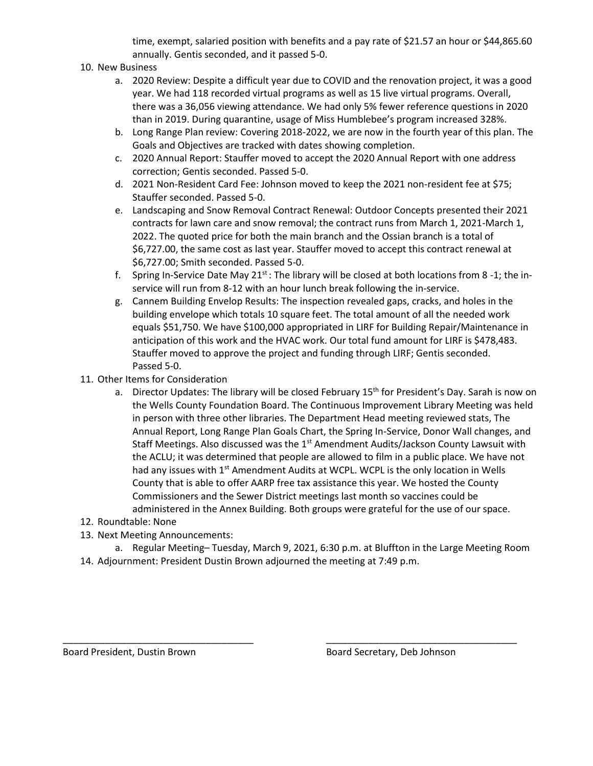time, exempt, salaried position with benefits and a pay rate of $21.57 an hour or $44,865.60 annually. Gentis seconded, and it passed 5-0.

10. New Business
    a. 2020 Review: Despite a difficult year due to COVID and the renovation project, it was a good year. We had 118 recorded virtual programs as well as 15 live virtual programs. Overall, there was a 36,056 viewing attendance. We had only 5% fewer reference questions in 2020 than in 2019. During quarantine, usage of Miss Humblebee's program increased 328%.
    b. Long Range Plan review: Covering 2018-2022, we are now in the fourth year of this plan. The Goals and Objectives are tracked with dates showing completion.
    c. 2020 Annual Report: Stauffer moved to accept the 2020 Annual Report with one address correction; Gentis seconded. Passed 5-0.
    d. 2021 Non-Resident Card Fee: Johnson moved to keep the 2021 non-resident fee at $75; Stauffer seconded. Passed 5-0.
    e. Landscaping and Snow Removal Contract Renewal: Outdoor Concepts presented their 2021 contracts for lawn care and snow removal; the contract runs from March 1, 2021-March 1, 2022. The quoted price for both the main branch and the Ossian branch is a total of $6,727.00, the same cost as last year. Stauffer moved to accept this contract renewal at $6,727.00; Smith seconded. Passed 5-0.
    f. Spring In-Service Date May 21st: The library will be closed at both locations from 8 -1; the in-service will run from 8-12 with an hour lunch break following the in-service.
    g. Cannem Building Envelop Results: The inspection revealed gaps, cracks, and holes in the building envelope which totals 10 square feet. The total amount of all the needed work equals $51,750. We have $100,000 appropriated in LIRF for Building Repair/Maintenance in anticipation of this work and the HVAC work. Our total fund amount for LIRF is $478,483. Stauffer moved to approve the project and funding through LIRF; Gentis seconded. Passed 5-0.
11. Other Items for Consideration
    a. Director Updates: The library will be closed February 15th for President's Day. Sarah is now on the Wells County Foundation Board. The Continuous Improvement Library Meeting was held in person with three other libraries. The Department Head meeting reviewed stats, The Annual Report, Long Range Plan Goals Chart, the Spring In-Service, Donor Wall changes, and Staff Meetings. Also discussed was the 1st Amendment Audits/Jackson County Lawsuit with the ACLU; it was determined that people are allowed to film in a public place. We have not had any issues with 1st Amendment Audits at WCPL. WCPL is the only location in Wells County that is able to offer AARP free tax assistance this year. We hosted the County Commissioners and the Sewer District meetings last month so vaccines could be administered in the Annex Building. Both groups were grateful for the use of our space.
12. Roundtable: None
13. Next Meeting Announcements:
    a. Regular Meeting– Tuesday, March 9, 2021, 6:30 p.m. at Bluffton in the Large Meeting Room
14. Adjournment: President Dustin Brown adjourned the meeting at 7:49 p.m.

\_\_\_\_\_\_\_\_\_\_\_\_\_\_\_\_\_\_\_\_\_\_\_\_\_\_\_\_\_\_\_\_\_\_\_\_ \_\_\_\_\_\_\_\_\_\_\_\_\_\_\_\_\_\_\_\_\_\_\_\_\_\_\_\_\_\_\_\_\_\_\_\_

Board President, Dustin Brown Board Secretary, Deb Johnson